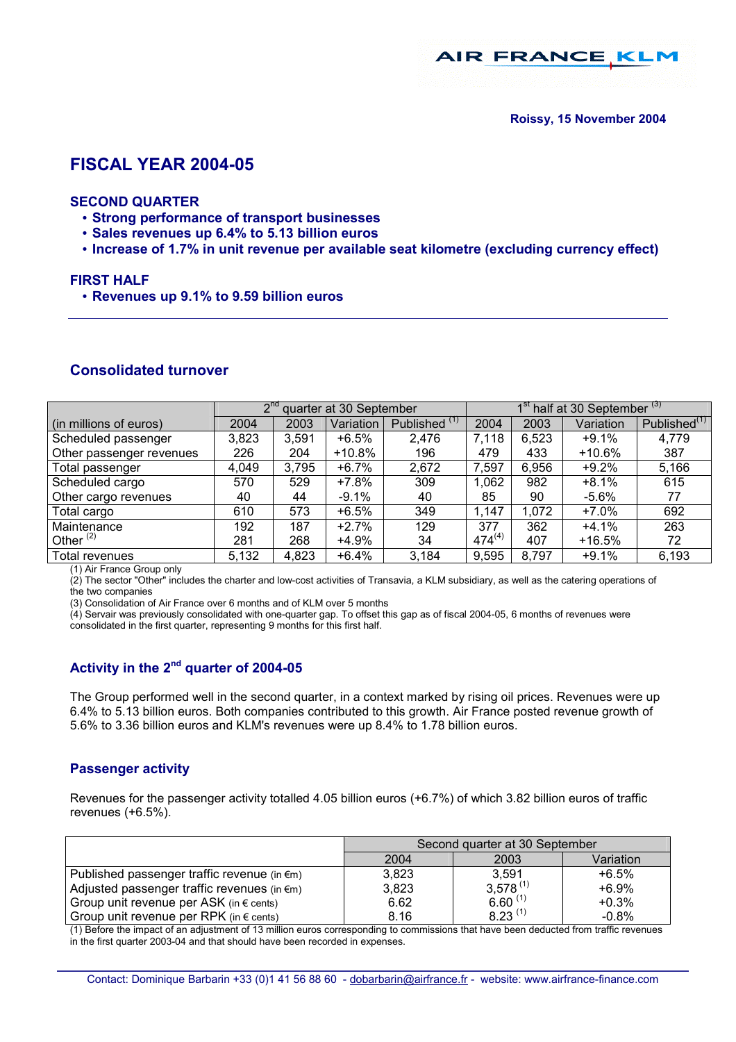AIR FRANCE KLM

Roissy, 15 November 2004

# FISCAL YEAR 2004-05

## SECOND QUARTER

- **Strong performance of transport businesses**
- **Sales revenues up 6.4% to 5.13 billion euros**
- **Increase of 1.7% in unit revenue per available seat kilometre (excluding currency effect)**

## FIRST HALF

- **Revenues up 9.1% to 9.59 billion euros**

## Consolidated turnover

| | 2nd quarter at 30 September | | | | 1st half at 30 September (3) | | | |
|---|---|---|---|---|---|---|---|---|
| (in millions of euros) | 2004 | 2003 | Variation | Published (1) | 2004 | 2003 | Variation | Published (1) |
| Scheduled passenger | 3,823 | 3,591 | +6.5% | 2,476 | 7,118 | 6,523 | +9.1% | 4,779 |
| Other passenger revenues | 226 | 204 | +10.8% | 196 | 479 | 433 | +10.6% | 387 |
| Total passenger | 4,049 | 3,795 | +6.7% | 2,672 | 7,597 | 6,956 | +9.2% | 5,166 |
| Scheduled cargo | 570 | 529 | +7.8% | 309 | 1,062 | 982 | +8.1% | 615 |
| Other cargo revenues | 40 | 44 | -9.1% | 40 | 85 | 90 | -5.6% | 77 |
| Total cargo | 610 | 573 | +6.5% | 349 | 1,147 | 1,072 | +7.0% | 692 |
| Maintenance | 192 | 187 | +2.7% | 129 | 377 | 362 | +4.1% | 263 |
| Other (2) | 281 | 268 | +4.9% | 34 | 474 (4) | 407 | +16.5% | 72 |
| Total revenues | 5,132 | 4,823 | +6.4% | 3,184 | 9,595 | 8,797 | +9.1% | 6,193 |

(1) Air France Group only
(2) The sector "Other" includes the charter and low-cost activities of Transavia, a KLM subsidiary, as well as the catering operations of the two companies
(3) Consolidation of Air France over 6 months and of KLM over 5 months
(4) Servair was previously consolidated with one-quarter gap. To offset this gap as of fiscal 2004-05, 6 months of revenues were consolidated in the first quarter, representing 9 months for this first half.

## Activity in the 2nd quarter of 2004-05

The Group performed well in the second quarter, in a context marked by rising oil prices. Revenues were up 6.4% to 5.13 billion euros. Both companies contributed to this growth. Air France posted revenue growth of 5.6% to 3.36 billion euros and KLM's revenues were up 8.4% to 1.78 billion euros.

## Passenger activity

Revenues for the passenger activity totalled 4.05 billion euros (+6.7%) of which 3.82 billion euros of traffic revenues (+6.5%).

| | Second quarter at 30 September | | |
|---|---|---|---|
| | 2004 | 2003 | Variation |
| Published passenger traffic revenue (in €m) | 3,823 | 3,591 | +6.5% |
| Adjusted passenger traffic revenues (in €m) | 3,823 | 3,578 (1) | +6.9% |
| Group unit revenue per ASK (in € cents) | 6.62 | 6.60 (1) | +0.3% |
| Group unit revenue per RPK (in € cents) | 8.16 | 8.23 (1) | -0.8% |

(1) Before the impact of an adjustment of 13 million euros corresponding to commissions that have been deducted from traffic revenues in the first quarter 2003-04 and that should have been recorded in expenses.

Contact: Dominique Barbarin +33 (0)1 41 56 88 60 - dobarbarin@airfrance.fr - website: www.airfrance-finance.com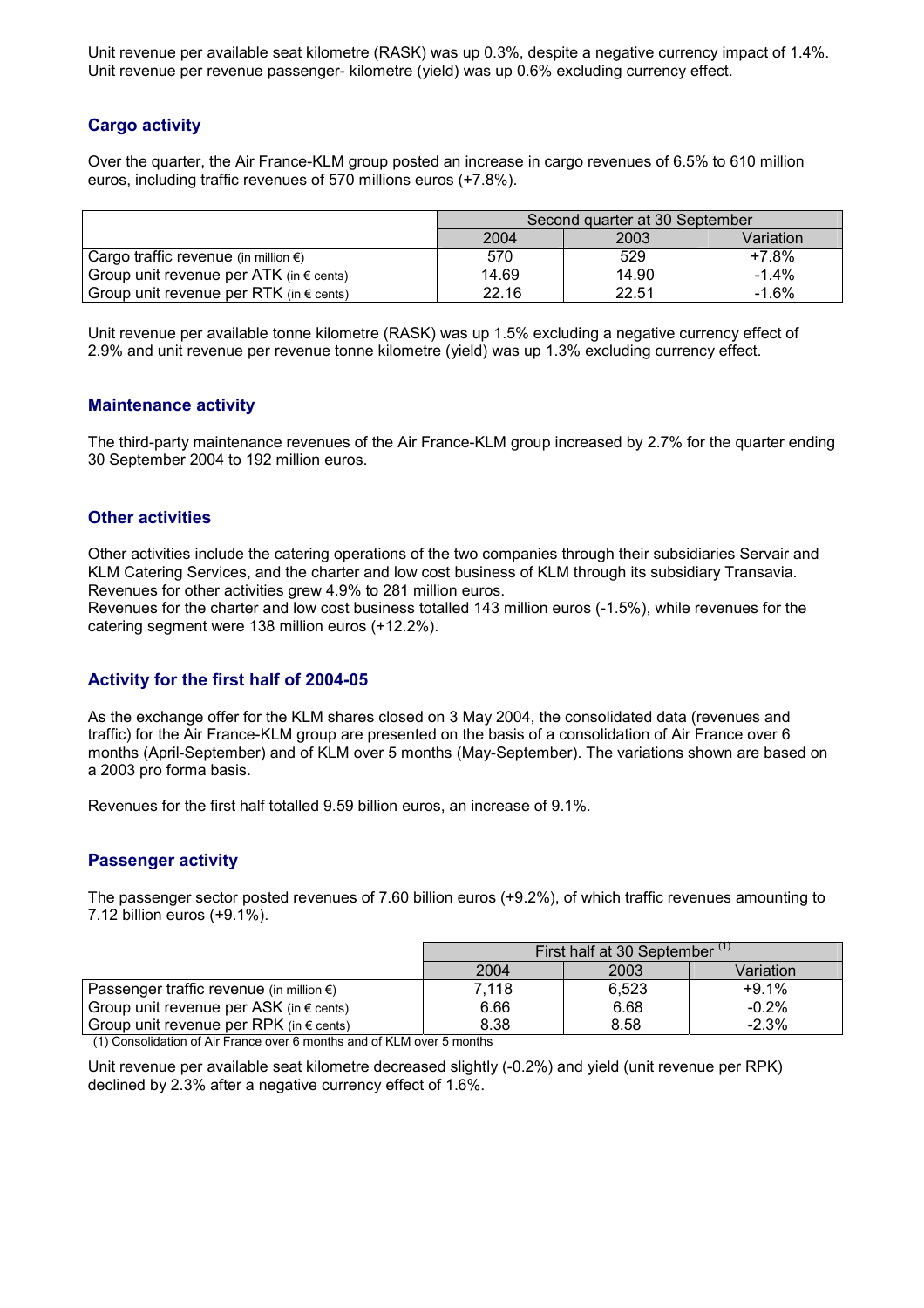Unit revenue per available seat kilometre (RASK) was up 0.3%, despite a negative currency impact of 1.4%. Unit revenue per revenue passenger- kilometre (yield) was up 0.6% excluding currency effect.

## Cargo activity

Over the quarter, the Air France-KLM group posted an increase in cargo revenues of 6.5% to 610 million euros, including traffic revenues of 570 millions euros (+7.8%).

| | Second quarter at 30 September | | |
|---|---|---|---|
| | 2004 | 2003 | Variation |
| Cargo traffic revenue (in million €) | 570 | 529 | +7.8% |
| Group unit revenue per ATK (in € cents) | 14.69 | 14.90 | -1.4% |
| Group unit revenue per RTK (in € cents) | 22.16 | 22.51 | -1.6% |

Unit revenue per available tonne kilometre (RASK) was up 1.5% excluding a negative currency effect of 2.9% and unit revenue per revenue tonne kilometre (yield) was up 1.3% excluding currency effect.

## Maintenance activity

The third-party maintenance revenues of the Air France-KLM group increased by 2.7% for the quarter ending 30 September 2004 to 192 million euros.

## Other activities

Other activities include the catering operations of the two companies through their subsidiaries Servair and KLM Catering Services, and the charter and low cost business of KLM through its subsidiary Transavia. Revenues for other activities grew 4.9% to 281 million euros.
Revenues for the charter and low cost business totalled 143 million euros (-1.5%), while revenues for the catering segment were 138 million euros (+12.2%).

## Activity for the first half of 2004-05

As the exchange offer for the KLM shares closed on 3 May 2004, the consolidated data (revenues and traffic) for the Air France-KLM group are presented on the basis of a consolidation of Air France over 6 months (April-September) and of KLM over 5 months (May-September). The variations shown are based on a 2003 pro forma basis.

Revenues for the first half totalled 9.59 billion euros, an increase of 9.1%.

## Passenger activity

The passenger sector posted revenues of 7.60 billion euros (+9.2%), of which traffic revenues amounting to 7.12 billion euros (+9.1%).

| | First half at 30 September [1] | | |
|---|---|---|---|
| | 2004 | 2003 | Variation |
| Passenger traffic revenue (in million €) | 7,118 | 6,523 | +9.1% |
| Group unit revenue per ASK (in € cents) | 6.66 | 6.68 | -0.2% |
| Group unit revenue per RPK (in € cents) | 8.38 | 8.58 | -2.3% |

(1) Consolidation of Air France over 6 months and of KLM over 5 months

Unit revenue per available seat kilometre decreased slightly (-0.2%) and yield (unit revenue per RPK) declined by 2.3% after a negative currency effect of 1.6%.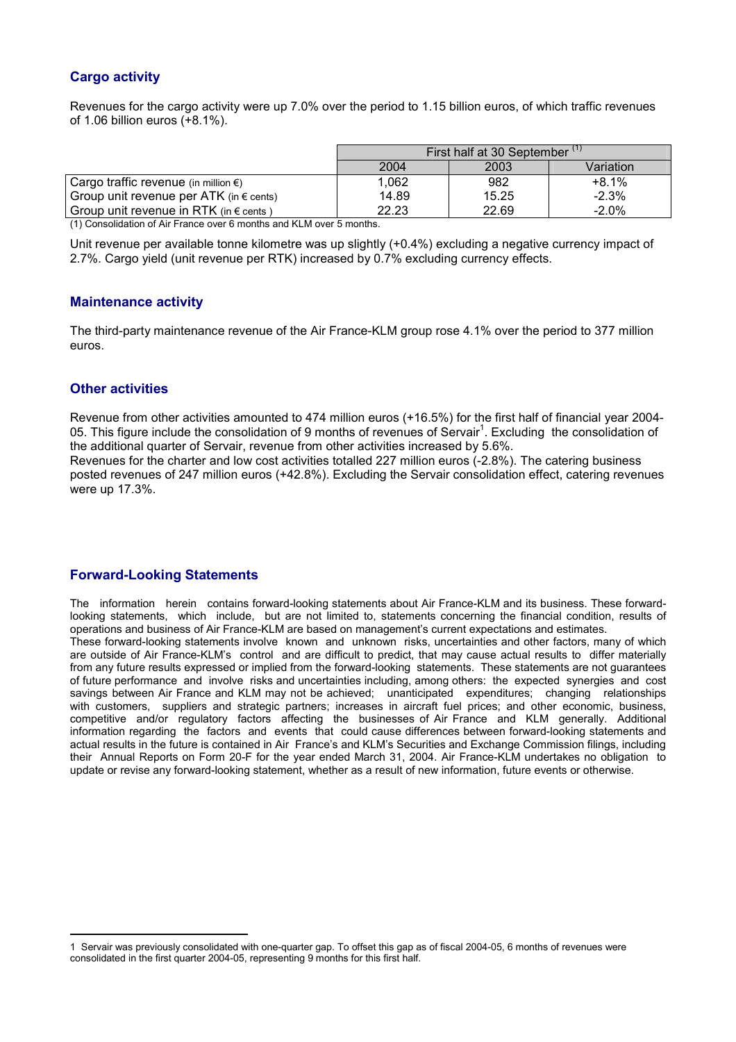## Cargo activity

Revenues for the cargo activity were up 7.0% over the period to 1.15 billion euros, of which traffic revenues of 1.06 billion euros (+8.1%).

| | First half at 30 September (1) | | |
|---|---|---|---|
| | 2004 | 2003 | Variation |
| Cargo traffic revenue (in million €) | 1,062 | 982 | +8.1% |
| Group unit revenue per ATK (in € cents) | 14.89 | 15.25 | -2.3% |
| Group unit revenue in RTK (in € cents ) | 22.23 | 22.69 | -2.0% |

(1) Consolidation of Air France over 6 months and KLM over 5 months.

Unit revenue per available tonne kilometre was up slightly (+0.4%) excluding a negative currency impact of 2.7%. Cargo yield (unit revenue per RTK) increased by 0.7% excluding currency effects.

## Maintenance activity

The third-party maintenance revenue of the Air France-KLM group rose 4.1% over the period to 377 million euros.

## Other activities

Revenue from other activities amounted to 474 million euros (+16.5%) for the first half of financial year 2004-05. This figure include the consolidation of 9 months of revenues of Servair[1]. Excluding the consolidation of the additional quarter of Servair, revenue from other activities increased by 5.6%.
Revenues for the charter and low cost activities totalled 227 million euros (-2.8%). The catering business posted revenues of 247 million euros (+42.8%). Excluding the Servair consolidation effect, catering revenues were up 17.3%.

## Forward-Looking Statements

The information herein contains forward-looking statements about Air France-KLM and its business. These forward-looking statements, which include, but are not limited to, statements concerning the financial condition, results of operations and business of Air France-KLM are based on management's current expectations and estimates.
These forward-looking statements involve known and unknown risks, uncertainties and other factors, many of which are outside of Air France-KLM's control and are difficult to predict, that may cause actual results to differ materially from any future results expressed or implied from the forward-looking statements. These statements are not guarantees of future performance and involve risks and uncertainties including, among others: the expected synergies and cost savings between Air France and KLM may not be achieved; unanticipated expenditures; changing relationships with customers, suppliers and strategic partners; increases in aircraft fuel prices; and other economic, business, competitive and/or regulatory factors affecting the businesses of Air France and KLM generally. Additional information regarding the factors and events that could cause differences between forward-looking statements and actual results in the future is contained in Air France's and KLM's Securities and Exchange Commission filings, including their Annual Reports on Form 20-F for the year ended March 31, 2004. Air France-KLM undertakes no obligation to update or revise any forward-looking statement, whether as a result of new information, future events or otherwise.

1 Servair was previously consolidated with one-quarter gap. To offset this gap as of fiscal 2004-05, 6 months of revenues were consolidated in the first quarter 2004-05, representing 9 months for this first half.